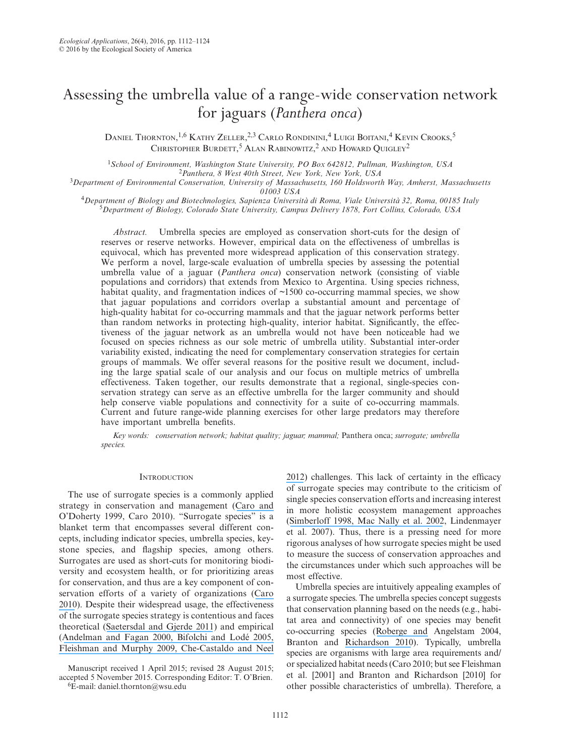# Assessing the umbrella value of a range-wide conservation network for jaguars (*Panthera onca*)

Daniel Thornton,[1,6] Kathy Zeller,[2,3] Carlo Rondinini,[4] Luigi Boitani,[4] Kevin Crooks,[5] Christopher Burdett,[5] Alan Rabinowitz,[2] and Howard Quigley[2]

[1]*School of Environment, Washington State University, PO Box 642812, Pullman, Washington, USA*
[2]*Panthera, 8 West 40th Street, New York, New York, USA*
[3]*Department of Environmental Conservation, University of Massachusetts, 160 Holdsworth Way, Amherst, Massachusetts 01003 USA*
[4]*Department of Biology and Biotechnologies, Sapienza Università di Roma, Viale Università 32, Roma, 00185 Italy*
[5]*Department of Biology, Colorado State University, Campus Delivery 1878, Fort Collins, Colorado, USA*

*Abstract.* Umbrella species are employed as conservation short-cuts for the design of reserves or reserve networks. However, empirical data on the effectiveness of umbrellas is equivocal, which has prevented more widespread application of this conservation strategy. We perform a novel, large-scale evaluation of umbrella species by assessing the potential umbrella value of a jaguar (*Panthera onca*) conservation network (consisting of viable populations and corridors) that extends from Mexico to Argentina. Using species richness, habitat quality, and fragmentation indices of ~1500 co-occurring mammal species, we show that jaguar populations and corridors overlap a substantial amount and percentage of high-quality habitat for co-occurring mammals and that the jaguar network performs better than random networks in protecting high-quality, interior habitat. Significantly, the effectiveness of the jaguar network as an umbrella would not have been noticeable had we focused on species richness as our sole metric of umbrella utility. Substantial inter-order variability existed, indicating the need for complementary conservation strategies for certain groups of mammals. We offer several reasons for the positive result we document, including the large spatial scale of our analysis and our focus on multiple metrics of umbrella effectiveness. Taken together, our results demonstrate that a regional, single-species conservation strategy can serve as an effective umbrella for the larger community and should help conserve viable populations and connectivity for a suite of co-occurring mammals. Current and future range-wide planning exercises for other large predators may therefore have important umbrella benefits.

*Key words: conservation network; habitat quality; jaguar; mammal;* Panthera onca; *surrogate; umbrella species.*

## Introduction

The use of surrogate species is a commonly applied strategy in conservation and management (Caro and O'Doherty 1999, Caro 2010). "Surrogate species" is a blanket term that encompasses several different concepts, including indicator species, umbrella species, keystone species, and flagship species, among others. Surrogates are used as short-cuts for monitoring biodiversity and ecosystem health, or for prioritizing areas for conservation, and thus are a key component of conservation efforts of a variety of organizations (Caro 2010). Despite their widespread usage, the effectiveness of the surrogate species strategy is contentious and faces theoretical (Saetersdal and Gjerde 2011) and empirical (Andelman and Fagan 2000, Bifolchi and Lodé 2005, Fleishman and Murphy 2009, Che-Castaldo and Neel 2012) challenges. This lack of certainty in the efficacy of surrogate species may contribute to the criticism of single species conservation efforts and increasing interest in more holistic ecosystem management approaches (Simberloff 1998, Mac Nally et al. 2002, Lindenmayer et al. 2007). Thus, there is a pressing need for more rigorous analyses of how surrogate species might be used to measure the success of conservation approaches and the circumstances under which such approaches will be most effective.

Umbrella species are intuitively appealing examples of a surrogate species. The umbrella species concept suggests that conservation planning based on the needs (e.g., habitat area and connectivity) of one species may benefit co-occurring species (Roberge and Angelstam 2004, Branton and Richardson 2010). Typically, umbrella species are organisms with large area requirements and/or specialized habitat needs (Caro 2010; but see Fleishman et al. [2001] and Branton and Richardson [2010] for other possible characteristics of umbrella). Therefore, a

Manuscript received 1 April 2015; revised 28 August 2015; accepted 5 November 2015. Corresponding Editor: T. O'Brien.
[6]E-mail: daniel.thornton@wsu.edu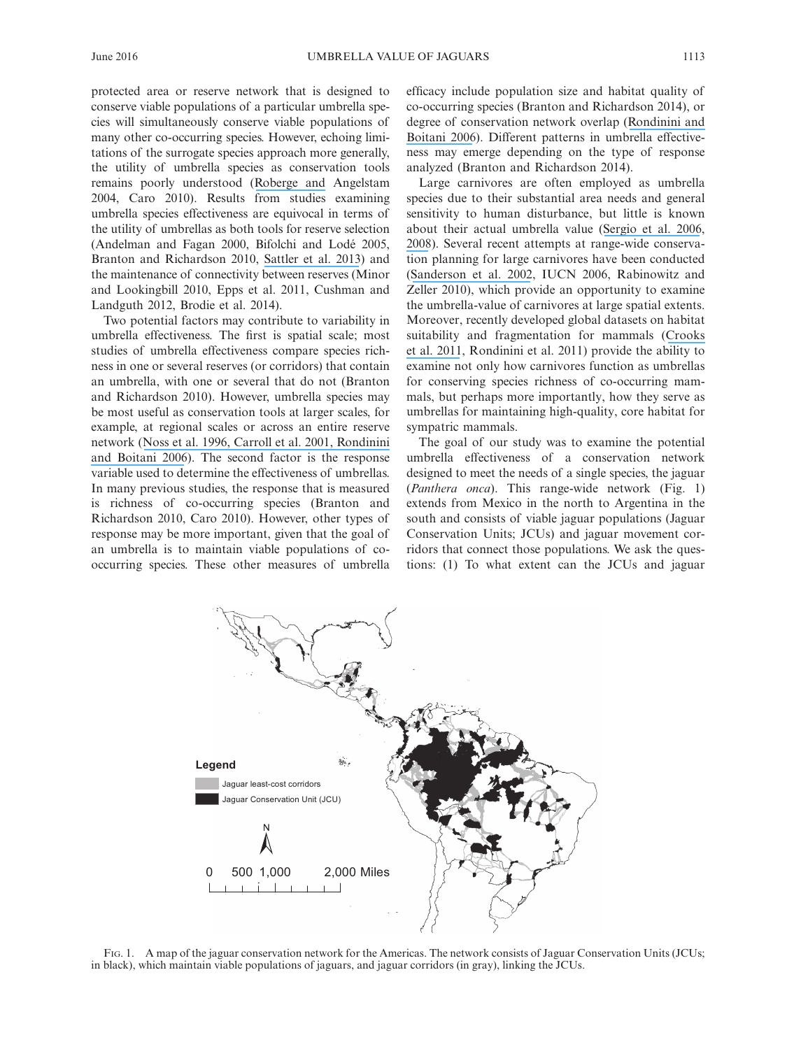protected area or reserve network that is designed to conserve viable populations of a particular umbrella species will simultaneously conserve viable populations of many other co-occurring species. However, echoing limitations of the surrogate species approach more generally, the utility of umbrella species as conservation tools remains poorly understood (Roberge and Angelstam 2004, Caro 2010). Results from studies examining umbrella species effectiveness are equivocal in terms of the utility of umbrellas as both tools for reserve selection (Andelman and Fagan 2000, Bifolchi and Lodé 2005, Branton and Richardson 2010, Sattler et al. 2013) and the maintenance of connectivity between reserves (Minor and Lookingbill 2010, Epps et al. 2011, Cushman and Landguth 2012, Brodie et al. 2014).

Two potential factors may contribute to variability in umbrella effectiveness. The first is spatial scale; most studies of umbrella effectiveness compare species richness in one or several reserves (or corridors) that contain an umbrella, with one or several that do not (Branton and Richardson 2010). However, umbrella species may be most useful as conservation tools at larger scales, for example, at regional scales or across an entire reserve network (Noss et al. 1996, Carroll et al. 2001, Rondinini and Boitani 2006). The second factor is the response variable used to determine the effectiveness of umbrellas. In many previous studies, the response that is measured is richness of co-occurring species (Branton and Richardson 2010, Caro 2010). However, other types of response may be more important, given that the goal of an umbrella is to maintain viable populations of co-occurring species. These other measures of umbrella efficacy include population size and habitat quality of co-occurring species (Branton and Richardson 2014), or degree of conservation network overlap (Rondinini and Boitani 2006). Different patterns in umbrella effectiveness may emerge depending on the type of response analyzed (Branton and Richardson 2014).

Large carnivores are often employed as umbrella species due to their substantial area needs and general sensitivity to human disturbance, but little is known about their actual umbrella value (Sergio et al. 2006, 2008). Several recent attempts at range-wide conservation planning for large carnivores have been conducted (Sanderson et al. 2002, IUCN 2006, Rabinowitz and Zeller 2010), which provide an opportunity to examine the umbrella-value of carnivores at large spatial extents. Moreover, recently developed global datasets on habitat suitability and fragmentation for mammals (Crooks et al. 2011, Rondinini et al. 2011) provide the ability to examine not only how carnivores function as umbrellas for conserving species richness of co-occurring mammals, but perhaps more importantly, how they serve as umbrellas for maintaining high-quality, core habitat for sympatric mammals.

The goal of our study was to examine the potential umbrella effectiveness of a conservation network designed to meet the needs of a single species, the jaguar (*Panthera onca*). This range-wide network (Fig. 1) extends from Mexico in the north to Argentina in the south and consists of viable jaguar populations (Jaguar Conservation Units; JCUs) and jaguar movement corridors that connect those populations. We ask the questions: (1) To what extent can the JCUs and jaguar

Fig. 1. A map of the jaguar conservation network for the Americas. The network consists of Jaguar Conservation Units (JCUs; in black), which maintain viable populations of jaguars, and jaguar corridors (in gray), linking the JCUs.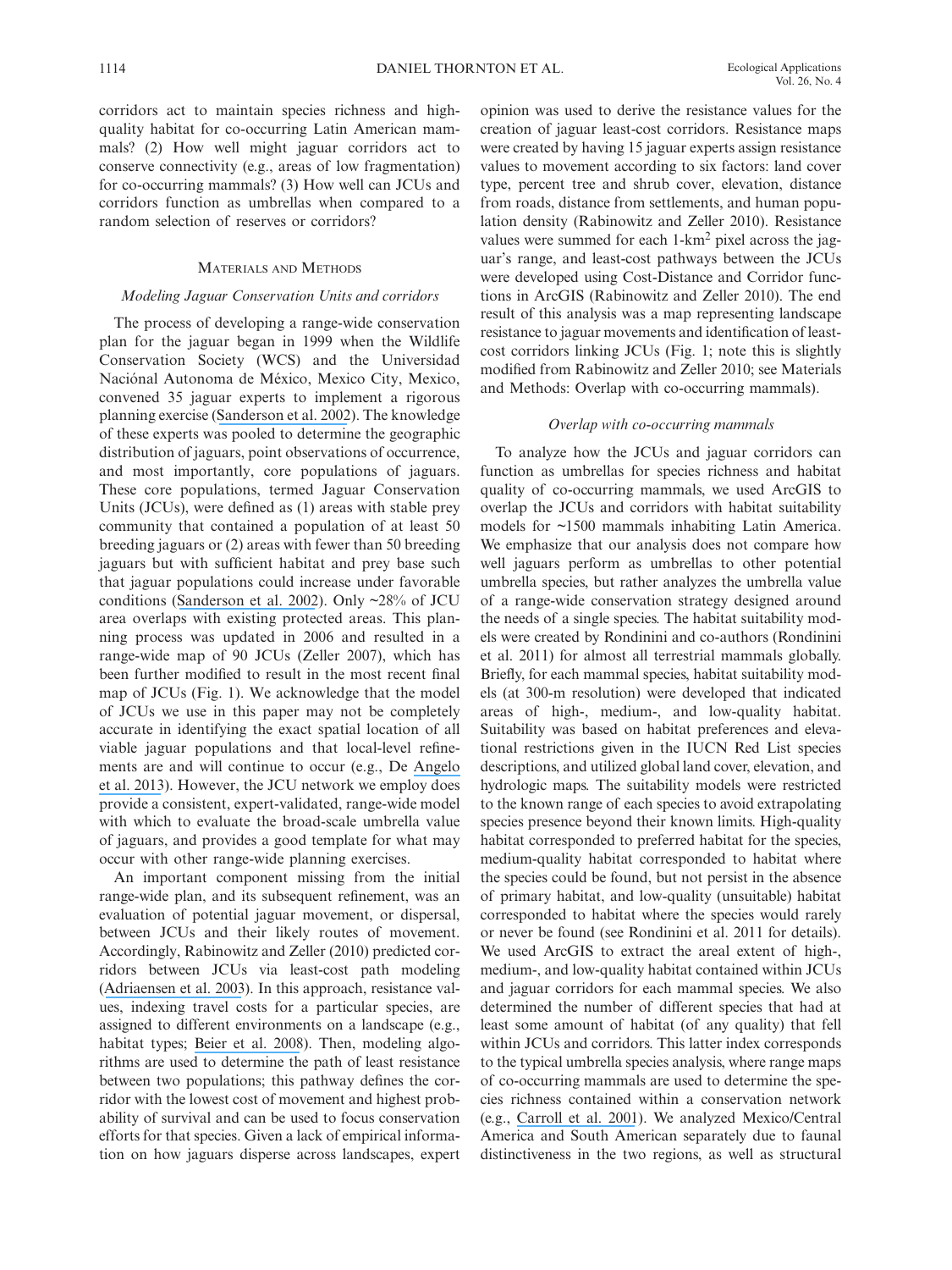corridors act to maintain species richness and high-quality habitat for co-occurring Latin American mammals? (2) How well might jaguar corridors act to conserve connectivity (e.g., areas of low fragmentation) for co-occurring mammals? (3) How well can JCUs and corridors function as umbrellas when compared to a random selection of reserves or corridors?

## Materials and Methods

### *Modeling Jaguar Conservation Units and corridors*

The process of developing a range-wide conservation plan for the jaguar began in 1999 when the Wildlife Conservation Society (WCS) and the Universidad Naciónal Autonoma de México, Mexico City, Mexico, convened 35 jaguar experts to implement a rigorous planning exercise (Sanderson et al. 2002). The knowledge of these experts was pooled to determine the geographic distribution of jaguars, point observations of occurrence, and most importantly, core populations of jaguars. These core populations, termed Jaguar Conservation Units (JCUs), were defined as (1) areas with stable prey community that contained a population of at least 50 breeding jaguars or (2) areas with fewer than 50 breeding jaguars but with sufficient habitat and prey base such that jaguar populations could increase under favorable conditions (Sanderson et al. 2002). Only ~28% of JCU area overlaps with existing protected areas. This planning process was updated in 2006 and resulted in a range-wide map of 90 JCUs (Zeller 2007), which has been further modified to result in the most recent final map of JCUs (Fig. 1). We acknowledge that the model of JCUs we use in this paper may not be completely accurate in identifying the exact spatial location of all viable jaguar populations and that local-level refinements are and will continue to occur (e.g., De Angelo et al. 2013). However, the JCU network we employ does provide a consistent, expert-validated, range-wide model with which to evaluate the broad-scale umbrella value of jaguars, and provides a good template for what may occur with other range-wide planning exercises.

An important component missing from the initial range-wide plan, and its subsequent refinement, was an evaluation of potential jaguar movement, or dispersal, between JCUs and their likely routes of movement. Accordingly, Rabinowitz and Zeller (2010) predicted corridors between JCUs via least-cost path modeling (Adriaensen et al. 2003). In this approach, resistance values, indexing travel costs for a particular species, are assigned to different environments on a landscape (e.g., habitat types; Beier et al. 2008). Then, modeling algorithms are used to determine the path of least resistance between two populations; this pathway defines the corridor with the lowest cost of movement and highest probability of survival and can be used to focus conservation efforts for that species. Given a lack of empirical information on how jaguars disperse across landscapes, expert opinion was used to derive the resistance values for the creation of jaguar least-cost corridors. Resistance maps were created by having 15 jaguar experts assign resistance values to movement according to six factors: land cover type, percent tree and shrub cover, elevation, distance from roads, distance from settlements, and human population density (Rabinowitz and Zeller 2010). Resistance values were summed for each 1-km$^2$ pixel across the jaguar's range, and least-cost pathways between the JCUs were developed using Cost-Distance and Corridor functions in ArcGIS (Rabinowitz and Zeller 2010). The end result of this analysis was a map representing landscape resistance to jaguar movements and identification of least-cost corridors linking JCUs (Fig. 1; note this is slightly modified from Rabinowitz and Zeller 2010; see Materials and Methods: Overlap with co-occurring mammals).

### *Overlap with co-occurring mammals*

To analyze how the JCUs and jaguar corridors can function as umbrellas for species richness and habitat quality of co-occurring mammals, we used ArcGIS to overlap the JCUs and corridors with habitat suitability models for ~1500 mammals inhabiting Latin America. We emphasize that our analysis does not compare how well jaguars perform as umbrellas to other potential umbrella species, but rather analyzes the umbrella value of a range-wide conservation strategy designed around the needs of a single species. The habitat suitability models were created by Rondinini and co-authors (Rondinini et al. 2011) for almost all terrestrial mammals globally. Briefly, for each mammal species, habitat suitability models (at 300-m resolution) were developed that indicated areas of high-, medium-, and low-quality habitat. Suitability was based on habitat preferences and elevational restrictions given in the IUCN Red List species descriptions, and utilized global land cover, elevation, and hydrologic maps. The suitability models were restricted to the known range of each species to avoid extrapolating species presence beyond their known limits. High-quality habitat corresponded to preferred habitat for the species, medium-quality habitat corresponded to habitat where the species could be found, but not persist in the absence of primary habitat, and low-quality (unsuitable) habitat corresponded to habitat where the species would rarely or never be found (see Rondinini et al. 2011 for details). We used ArcGIS to extract the areal extent of high-, medium-, and low-quality habitat contained within JCUs and jaguar corridors for each mammal species. We also determined the number of different species that had at least some amount of habitat (of any quality) that fell within JCUs and corridors. This latter index corresponds to the typical umbrella species analysis, where range maps of co-occurring mammals are used to determine the species richness contained within a conservation network (e.g., Carroll et al. 2001). We analyzed Mexico/Central America and South American separately due to faunal distinctiveness in the two regions, as well as structural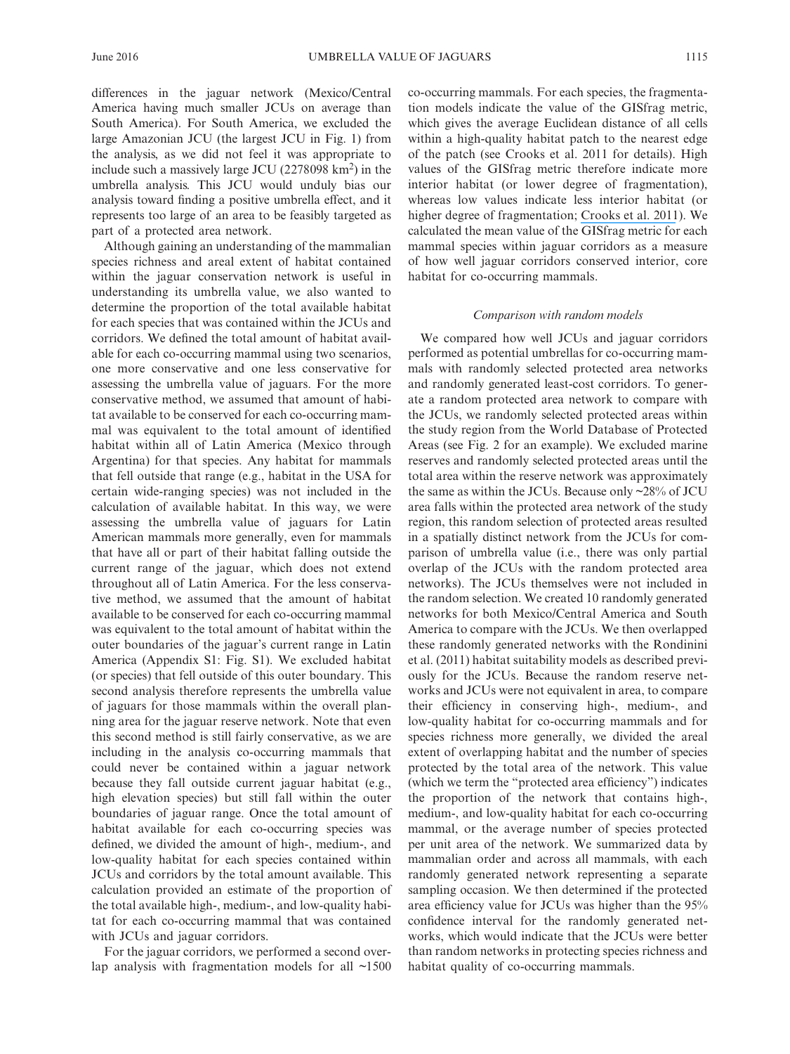differences in the jaguar network (Mexico/Central America having much smaller JCUs on average than South America). For South America, we excluded the large Amazonian JCU (the largest JCU in Fig. 1) from the analysis, as we did not feel it was appropriate to include such a massively large JCU (2278098 km$^2$) in the umbrella analysis. This JCU would unduly bias our analysis toward finding a positive umbrella effect, and it represents too large of an area to be feasibly targeted as part of a protected area network.

Although gaining an understanding of the mammalian species richness and areal extent of habitat contained within the jaguar conservation network is useful in understanding its umbrella value, we also wanted to determine the proportion of the total available habitat for each species that was contained within the JCUs and corridors. We defined the total amount of habitat available for each co-occurring mammal using two scenarios, one more conservative and one less conservative for assessing the umbrella value of jaguars. For the more conservative method, we assumed that amount of habitat available to be conserved for each co-occurring mammal was equivalent to the total amount of identified habitat within all of Latin America (Mexico through Argentina) for that species. Any habitat for mammals that fell outside that range (e.g., habitat in the USA for certain wide-ranging species) was not included in the calculation of available habitat. In this way, we were assessing the umbrella value of jaguars for Latin American mammals more generally, even for mammals that have all or part of their habitat falling outside the current range of the jaguar, which does not extend throughout all of Latin America. For the less conservative method, we assumed that the amount of habitat available to be conserved for each co-occurring mammal was equivalent to the total amount of habitat within the outer boundaries of the jaguar's current range in Latin America (Appendix S1: Fig. S1). We excluded habitat (or species) that fell outside of this outer boundary. This second analysis therefore represents the umbrella value of jaguars for those mammals within the overall planning area for the jaguar reserve network. Note that even this second method is still fairly conservative, as we are including in the analysis co-occurring mammals that could never be contained within a jaguar network because they fall outside current jaguar habitat (e.g., high elevation species) but still fall within the outer boundaries of jaguar range. Once the total amount of habitat available for each co-occurring species was defined, we divided the amount of high-, medium-, and low-quality habitat for each species contained within JCUs and corridors by the total amount available. This calculation provided an estimate of the proportion of the total available high-, medium-, and low-quality habitat for each co-occurring mammal that was contained with JCUs and jaguar corridors.

For the jaguar corridors, we performed a second overlap analysis with fragmentation models for all ~1500 co-occurring mammals. For each species, the fragmentation models indicate the value of the GISfrag metric, which gives the average Euclidean distance of all cells within a high-quality habitat patch to the nearest edge of the patch (see Crooks et al. 2011 for details). High values of the GISfrag metric therefore indicate more interior habitat (or lower degree of fragmentation), whereas low values indicate less interior habitat (or higher degree of fragmentation; Crooks et al. 2011). We calculated the mean value of the GISfrag metric for each mammal species within jaguar corridors as a measure of how well jaguar corridors conserved interior, core habitat for co-occurring mammals.

### *Comparison with random models*

We compared how well JCUs and jaguar corridors performed as potential umbrellas for co-occurring mammals with randomly selected protected area networks and randomly generated least-cost corridors. To generate a random protected area network to compare with the JCUs, we randomly selected protected areas within the study region from the World Database of Protected Areas (see Fig. 2 for an example). We excluded marine reserves and randomly selected protected areas until the total area within the reserve network was approximately the same as within the JCUs. Because only ~28% of JCU area falls within the protected area network of the study region, this random selection of protected areas resulted in a spatially distinct network from the JCUs for comparison of umbrella value (i.e., there was only partial overlap of the JCUs with the random protected area networks). The JCUs themselves were not included in the random selection. We created 10 randomly generated networks for both Mexico/Central America and South America to compare with the JCUs. We then overlapped these randomly generated networks with the Rondinini et al. (2011) habitat suitability models as described previously for the JCUs. Because the random reserve networks and JCUs were not equivalent in area, to compare their efficiency in conserving high-, medium-, and low-quality habitat for co-occurring mammals and for species richness more generally, we divided the areal extent of overlapping habitat and the number of species protected by the total area of the network. This value (which we term the "protected area efficiency") indicates the proportion of the network that contains high-, medium-, and low-quality habitat for each co-occurring mammal, or the average number of species protected per unit area of the network. We summarized data by mammalian order and across all mammals, with each randomly generated network representing a separate sampling occasion. We then determined if the protected area efficiency value for JCUs was higher than the 95% confidence interval for the randomly generated networks, which would indicate that the JCUs were better than random networks in protecting species richness and habitat quality of co-occurring mammals.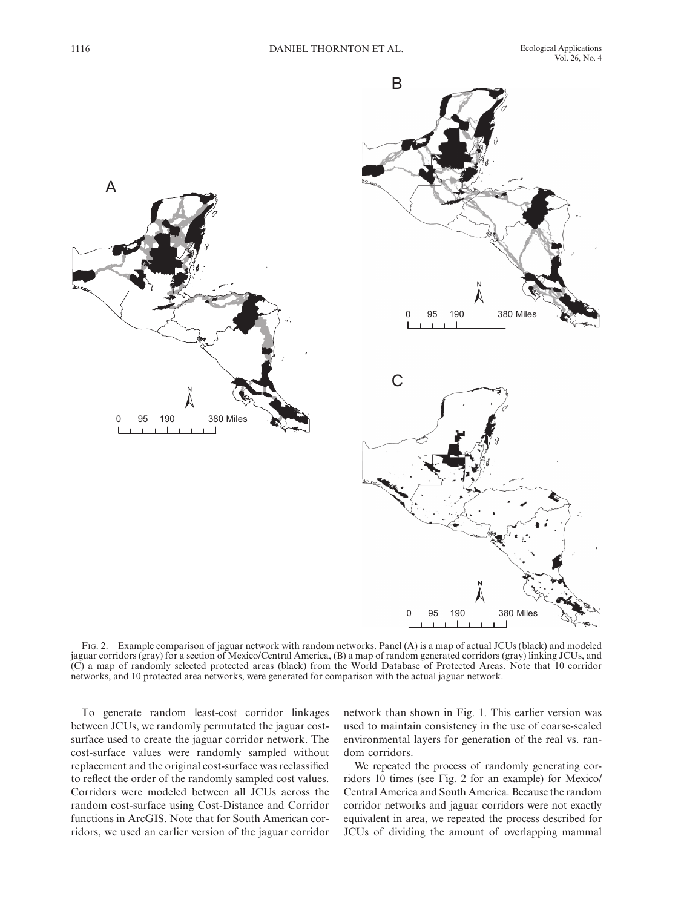Fig. 2. Example comparison of jaguar network with random networks. Panel (A) is a map of actual JCUs (black) and modeled jaguar corridors (gray) for a section of Mexico/Central America, (B) a map of random generated corridors (gray) linking JCUs, and (C) a map of randomly selected protected areas (black) from the World Database of Protected Areas. Note that 10 corridor networks, and 10 protected area networks, were generated for comparison with the actual jaguar network.

To generate random least-cost corridor linkages between JCUs, we randomly permutated the jaguar cost-surface used to create the jaguar corridor network. The cost-surface values were randomly sampled without replacement and the original cost-surface was reclassified to reflect the order of the randomly sampled cost values. Corridors were modeled between all JCUs across the random cost-surface using Cost-Distance and Corridor functions in ArcGIS. Note that for South American corridors, we used an earlier version of the jaguar corridor network than shown in Fig. 1. This earlier version was used to maintain consistency in the use of coarse-scaled environmental layers for generation of the real vs. random corridors.

We repeated the process of randomly generating corridors 10 times (see Fig. 2 for an example) for Mexico/Central America and South America. Because the random corridor networks and jaguar corridors were not exactly equivalent in area, we repeated the process described for JCUs of dividing the amount of overlapping mammal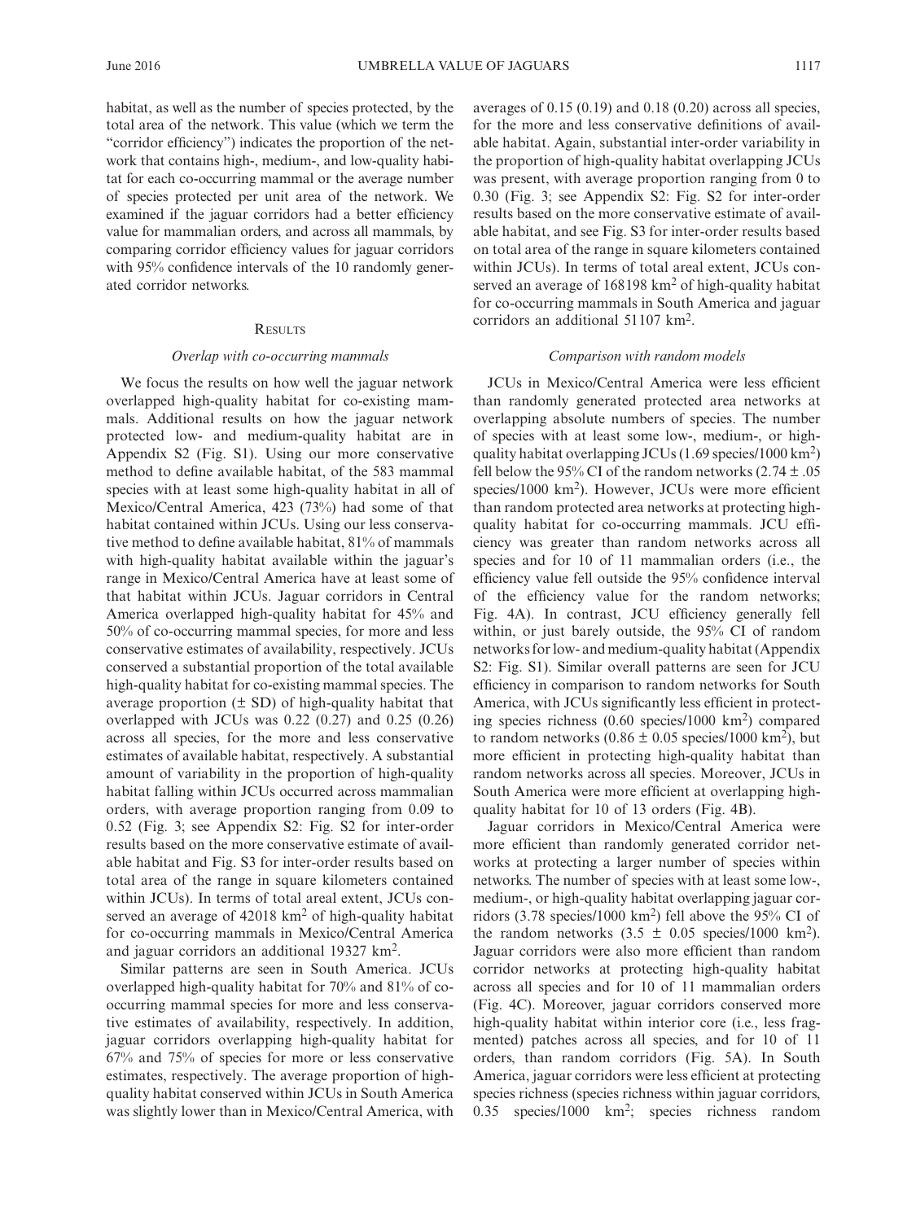habitat, as well as the number of species protected, by the total area of the network. This value (which we term the "corridor efficiency") indicates the proportion of the network that contains high-, medium-, and low-quality habitat for each co-occurring mammal or the average number of species protected per unit area of the network. We examined if the jaguar corridors had a better efficiency value for mammalian orders, and across all mammals, by comparing corridor efficiency values for jaguar corridors with 95% confidence intervals of the 10 randomly generated corridor networks.

## Results

### *Overlap with co-occurring mammals*

We focus the results on how well the jaguar network overlapped high-quality habitat for co-existing mammals. Additional results on how the jaguar network protected low- and medium-quality habitat are in Appendix S2 (Fig. S1). Using our more conservative method to define available habitat, of the 583 mammal species with at least some high-quality habitat in all of Mexico/Central America, 423 (73%) had some of that habitat contained within JCUs. Using our less conservative method to define available habitat, 81% of mammals with high-quality habitat available within the jaguar's range in Mexico/Central America have at least some of that habitat within JCUs. Jaguar corridors in Central America overlapped high-quality habitat for 45% and 50% of co-occurring mammal species, for more and less conservative estimates of availability, respectively. JCUs conserved a substantial proportion of the total available high-quality habitat for co-existing mammal species. The average proportion (± SD) of high-quality habitat that overlapped with JCUs was 0.22 (0.27) and 0.25 (0.26) across all species, for the more and less conservative estimates of available habitat, respectively. A substantial amount of variability in the proportion of high-quality habitat falling within JCUs occurred across mammalian orders, with average proportion ranging from 0.09 to 0.52 (Fig. 3; see Appendix S2: Fig. S2 for inter-order results based on the more conservative estimate of available habitat and Fig. S3 for inter-order results based on total area of the range in square kilometers contained within JCUs). In terms of total areal extent, JCUs conserved an average of 42018 km$^2$ of high-quality habitat for co-occurring mammals in Mexico/Central America and jaguar corridors an additional 19327 km$^2$.

Similar patterns are seen in South America. JCUs overlapped high-quality habitat for 70% and 81% of co-occurring mammal species for more and less conservative estimates of availability, respectively. In addition, jaguar corridors overlapping high-quality habitat for 67% and 75% of species for more or less conservative estimates, respectively. The average proportion of high-quality habitat conserved within JCUs in South America was slightly lower than in Mexico/Central America, with averages of 0.15 (0.19) and 0.18 (0.20) across all species, for the more and less conservative definitions of available habitat. Again, substantial inter-order variability in the proportion of high-quality habitat overlapping JCUs was present, with average proportion ranging from 0 to 0.30 (Fig. 3; see Appendix S2: Fig. S2 for inter-order results based on the more conservative estimate of available habitat, and see Fig. S3 for inter-order results based on total area of the range in square kilometers contained within JCUs). In terms of total areal extent, JCUs conserved an average of 168198 km$^2$ of high-quality habitat for co-occurring mammals in South America and jaguar corridors an additional 51107 km$^2$.

### *Comparison with random models*

JCUs in Mexico/Central America were less efficient than randomly generated protected area networks at overlapping absolute numbers of species. The number of species with at least some low-, medium-, or high-quality habitat overlapping JCUs (1.69 species/1000 km$^2$) fell below the 95% CI of the random networks (2.74 ± .05 species/1000 km$^2$). However, JCUs were more efficient than random protected area networks at protecting high-quality habitat for co-occurring mammals. JCU efficiency was greater than random networks across all species and for 10 of 11 mammalian orders (i.e., the efficiency value fell outside the 95% confidence interval of the efficiency value for the random networks; Fig. 4A). In contrast, JCU efficiency generally fell within, or just barely outside, the 95% CI of random networks for low- and medium-quality habitat (Appendix S2: Fig. S1). Similar overall patterns are seen for JCU efficiency in comparison to random networks for South America, with JCUs significantly less efficient in protecting species richness (0.60 species/1000 km$^2$) compared to random networks (0.86 ± 0.05 species/1000 km$^2$), but more efficient in protecting high-quality habitat than random networks across all species. Moreover, JCUs in South America were more efficient at overlapping high-quality habitat for 10 of 13 orders (Fig. 4B).

Jaguar corridors in Mexico/Central America were more efficient than randomly generated corridor networks at protecting a larger number of species within networks. The number of species with at least some low-, medium-, or high-quality habitat overlapping jaguar corridors (3.78 species/1000 km$^2$) fell above the 95% CI of the random networks (3.5 ± 0.05 species/1000 km$^2$). Jaguar corridors were also more efficient than random corridor networks at protecting high-quality habitat across all species and for 10 of 11 mammalian orders (Fig. 4C). Moreover, jaguar corridors conserved more high-quality habitat within interior core (i.e., less fragmented) patches across all species, and for 10 of 11 orders, than random corridors (Fig. 5A). In South America, jaguar corridors were less efficient at protecting species richness (species richness within jaguar corridors, 0.35 species/1000 km$^2$; species richness random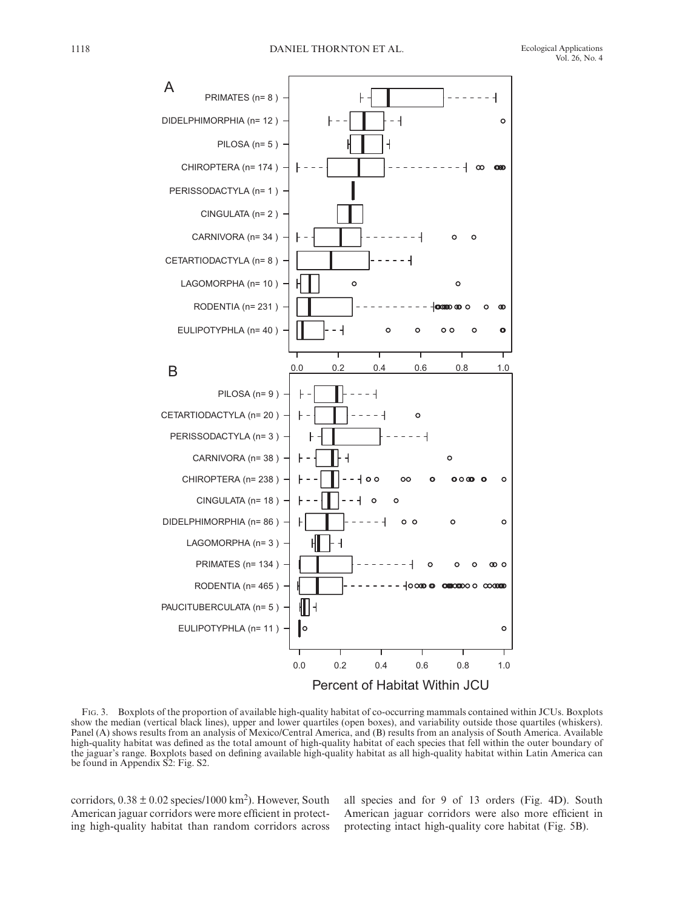Fig. 3. Boxplots of the proportion of available high-quality habitat of co-occurring mammals contained within JCUs. Boxplots show the median (vertical black lines), upper and lower quartiles (open boxes), and variability outside those quartiles (whiskers). Panel (A) shows results from an analysis of Mexico/Central America, and (B) results from an analysis of South America. Available high-quality habitat was defined as the total amount of high-quality habitat of each species that fell within the outer boundary of the jaguar's range. Boxplots based on defining available high-quality habitat as all high-quality habitat within Latin America can be found in Appendix S2: Fig. S2.

corridors, $0.38 \pm 0.02$ species/1000 km$^2$). However, South American jaguar corridors were more efficient in protecting high-quality habitat than random corridors across all species and for 9 of 13 orders (Fig. 4D). South American jaguar corridors were also more efficient in protecting intact high-quality core habitat (Fig. 5B).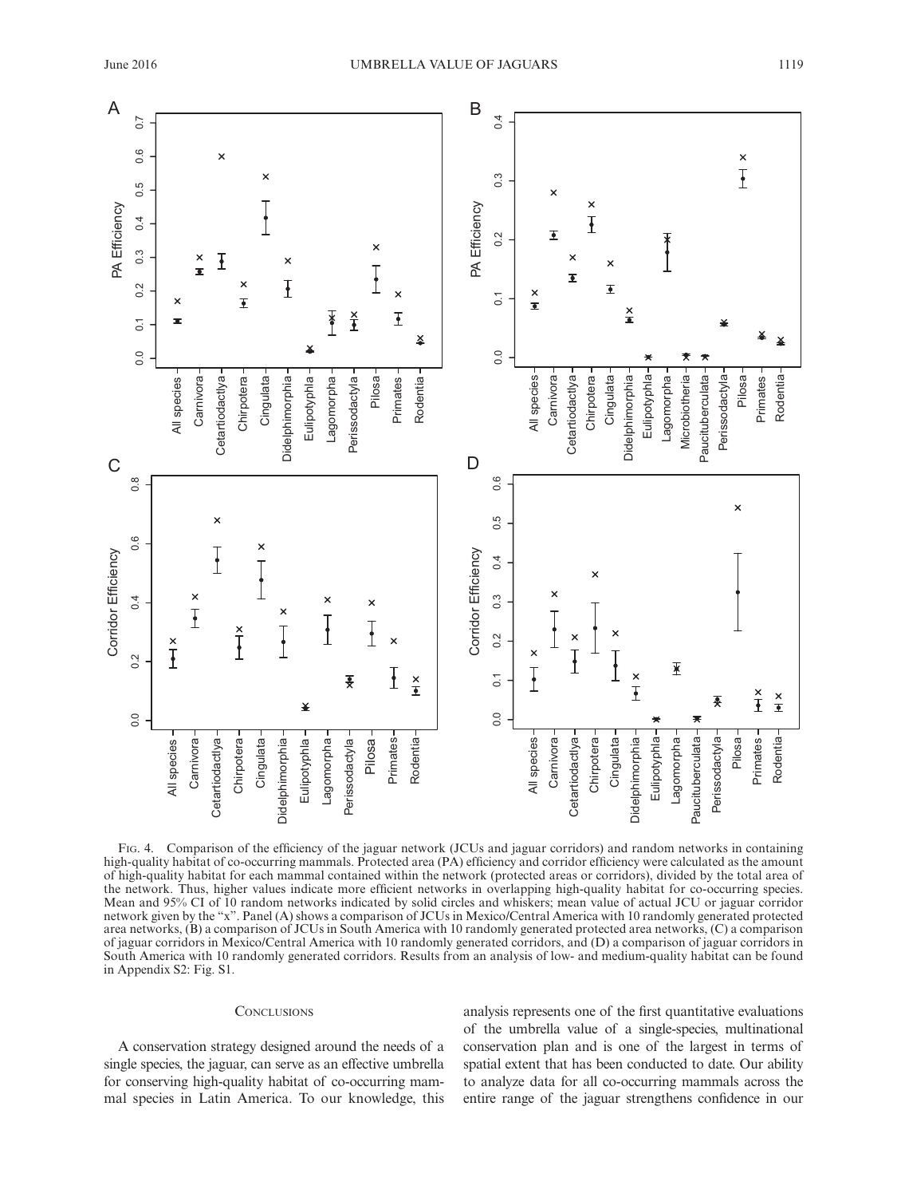Fig. 4. Comparison of the efficiency of the jaguar network (JCUs and jaguar corridors) and random networks in containing high-quality habitat of co-occurring mammals. Protected area (PA) efficiency and corridor efficiency were calculated as the amount of high-quality habitat for each mammal contained within the network (protected areas or corridors), divided by the total area of the network. Thus, higher values indicate more efficient networks in overlapping high-quality habitat for co-occurring species. Mean and 95% CI of 10 random networks indicated by solid circles and whiskers; mean value of actual JCU or jaguar corridor network given by the "x". Panel (A) shows a comparison of JCUs in Mexico/Central America with 10 randomly generated protected area networks, (B) a comparison of JCUs in South America with 10 randomly generated protected area networks, (C) a comparison of jaguar corridors in Mexico/Central America with 10 randomly generated corridors, and (D) a comparison of jaguar corridors in South America with 10 randomly generated corridors. Results from an analysis of low- and medium-quality habitat can be found in Appendix S2: Fig. S1.

## Conclusions

A conservation strategy designed around the needs of a single species, the jaguar, can serve as an effective umbrella for conserving high-quality habitat of co-occurring mammal species in Latin America. To our knowledge, this analysis represents one of the first quantitative evaluations of the umbrella value of a single-species, multinational conservation plan and is one of the largest in terms of spatial extent that has been conducted to date. Our ability to analyze data for all co-occurring mammals across the entire range of the jaguar strengthens confidence in our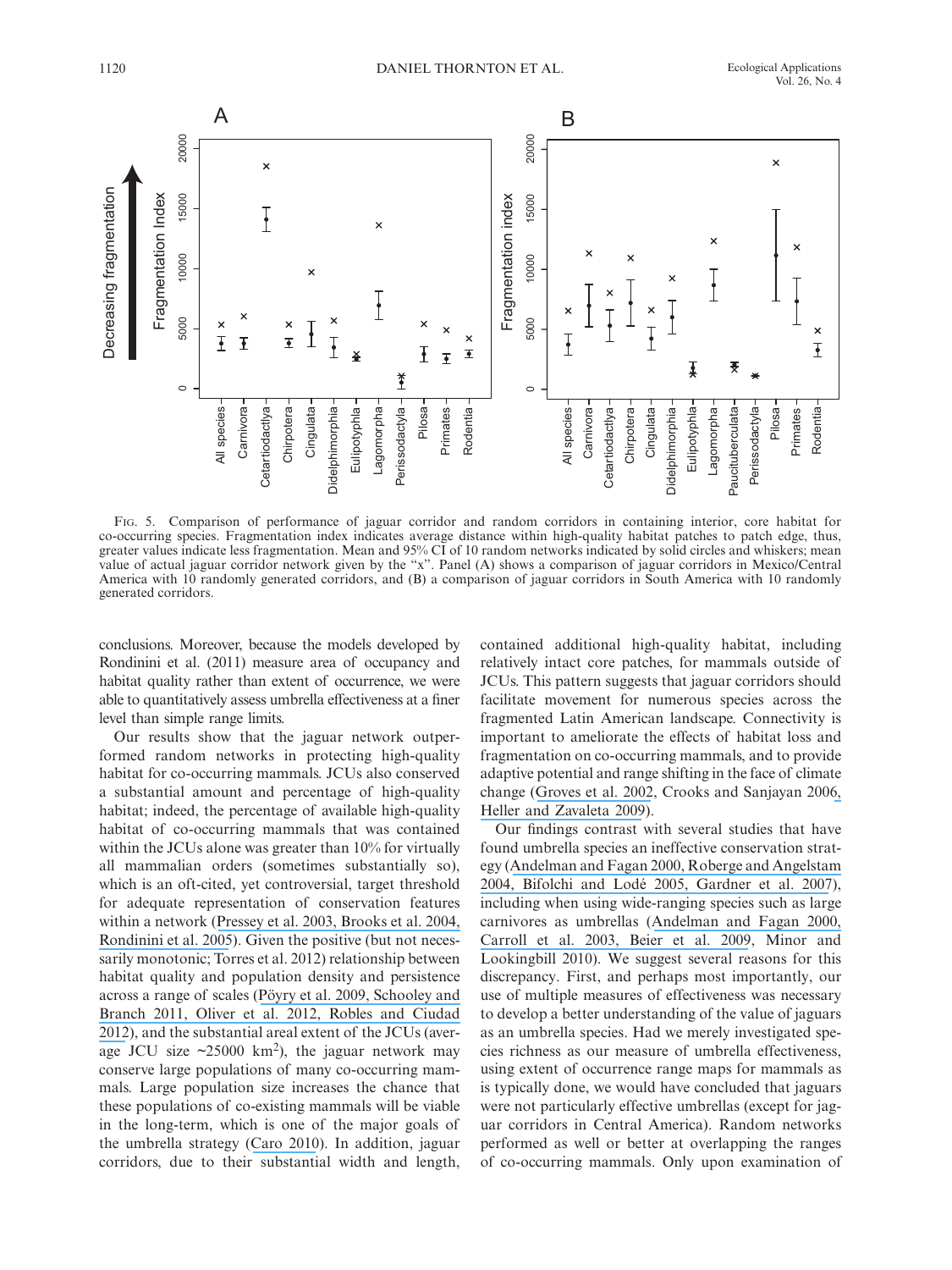FIG. 5. Comparison of performance of jaguar corridor and random corridors in containing interior, core habitat for co-occurring species. Fragmentation index indicates average distance within high-quality habitat patches to patch edge, thus, greater values indicate less fragmentation. Mean and 95% CI of 10 random networks indicated by solid circles and whiskers; mean value of actual jaguar corridor network given by the "x". Panel (A) shows a comparison of jaguar corridors in Mexico/Central America with 10 randomly generated corridors, and (B) a comparison of jaguar corridors in South America with 10 randomly generated corridors.

conclusions. Moreover, because the models developed by Rondinini et al. (2011) measure area of occupancy and habitat quality rather than extent of occurrence, we were able to quantitatively assess umbrella effectiveness at a finer level than simple range limits.

Our results show that the jaguar network outperformed random networks in protecting high-quality habitat for co-occurring mammals. JCUs also conserved a substantial amount and percentage of high-quality habitat; indeed, the percentage of available high-quality habitat of co-occurring mammals that was contained within the JCUs alone was greater than 10% for virtually all mammalian orders (sometimes substantially so), which is an oft-cited, yet controversial, target threshold for adequate representation of conservation features within a network (Pressey et al. 2003, Brooks et al. 2004, Rondinini et al. 2005). Given the positive (but not necessarily monotonic; Torres et al. 2012) relationship between habitat quality and population density and persistence across a range of scales (Pöyry et al. 2009, Schooley and Branch 2011, Oliver et al. 2012, Robles and Ciudad 2012), and the substantial areal extent of the JCUs (average JCU size ~25000 km$^2$), the jaguar network may conserve large populations of many co-occurring mammals. Large population size increases the chance that these populations of co-existing mammals will be viable in the long-term, which is one of the major goals of the umbrella strategy (Caro 2010). In addition, jaguar corridors, due to their substantial width and length, contained additional high-quality habitat, including relatively intact core patches, for mammals outside of JCUs. This pattern suggests that jaguar corridors should facilitate movement for numerous species across the fragmented Latin American landscape. Connectivity is important to ameliorate the effects of habitat loss and fragmentation on co-occurring mammals, and to provide adaptive potential and range shifting in the face of climate change (Groves et al. 2002, Crooks and Sanjayan 2006, Heller and Zavaleta 2009).

Our findings contrast with several studies that have found umbrella species an ineffective conservation strategy (Andelman and Fagan 2000, Roberge and Angelstam 2004, Bifolchi and Lodé 2005, Gardner et al. 2007), including when using wide-ranging species such as large carnivores as umbrellas (Andelman and Fagan 2000, Carroll et al. 2003, Beier et al. 2009, Minor and Lookingbill 2010). We suggest several reasons for this discrepancy. First, and perhaps most importantly, our use of multiple measures of effectiveness was necessary to develop a better understanding of the value of jaguars as an umbrella species. Had we merely investigated species richness as our measure of umbrella effectiveness, using extent of occurrence range maps for mammals as is typically done, we would have concluded that jaguars were not particularly effective umbrellas (except for jaguar corridors in Central America). Random networks performed as well or better at overlapping the ranges of co-occurring mammals. Only upon examination of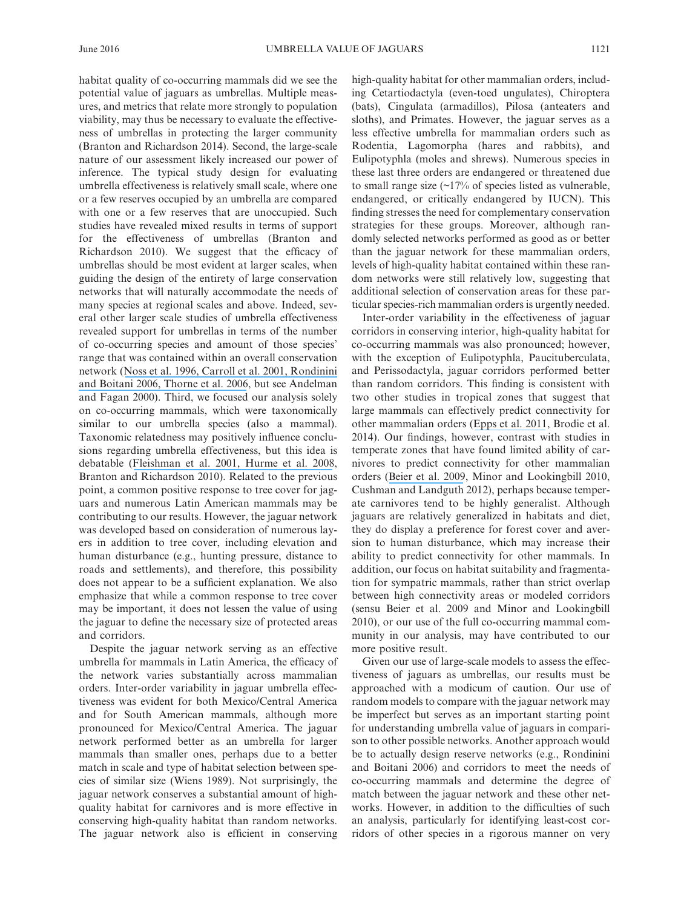habitat quality of co-occurring mammals did we see the potential value of jaguars as umbrellas. Multiple measures, and metrics that relate more strongly to population viability, may thus be necessary to evaluate the effectiveness of umbrellas in protecting the larger community (Branton and Richardson 2014). Second, the large-scale nature of our assessment likely increased our power of inference. The typical study design for evaluating umbrella effectiveness is relatively small scale, where one or a few reserves occupied by an umbrella are compared with one or a few reserves that are unoccupied. Such studies have revealed mixed results in terms of support for the effectiveness of umbrellas (Branton and Richardson 2010). We suggest that the efficacy of umbrellas should be most evident at larger scales, when guiding the design of the entirety of large conservation networks that will naturally accommodate the needs of many species at regional scales and above. Indeed, several other larger scale studies of umbrella effectiveness revealed support for umbrellas in terms of the number of co-occurring species and amount of those species' range that was contained within an overall conservation network (Noss et al. 1996, Carroll et al. 2001, Rondinini and Boitani 2006, Thorne et al. 2006, but see Andelman and Fagan 2000). Third, we focused our analysis solely on co-occurring mammals, which were taxonomically similar to our umbrella species (also a mammal). Taxonomic relatedness may positively influence conclusions regarding umbrella effectiveness, but this idea is debatable (Fleishman et al. 2001, Hurme et al. 2008, Branton and Richardson 2010). Related to the previous point, a common positive response to tree cover for jaguars and numerous Latin American mammals may be contributing to our results. However, the jaguar network was developed based on consideration of numerous layers in addition to tree cover, including elevation and human disturbance (e.g., hunting pressure, distance to roads and settlements), and therefore, this possibility does not appear to be a sufficient explanation. We also emphasize that while a common response to tree cover may be important, it does not lessen the value of using the jaguar to define the necessary size of protected areas and corridors.

Despite the jaguar network serving as an effective umbrella for mammals in Latin America, the efficacy of the network varies substantially across mammalian orders. Inter-order variability in jaguar umbrella effectiveness was evident for both Mexico/Central America and for South American mammals, although more pronounced for Mexico/Central America. The jaguar network performed better as an umbrella for larger mammals than smaller ones, perhaps due to a better match in scale and type of habitat selection between species of similar size (Wiens 1989). Not surprisingly, the jaguar network conserves a substantial amount of high-quality habitat for carnivores and is more effective in conserving high-quality habitat than random networks. The jaguar network also is efficient in conserving high-quality habitat for other mammalian orders, including Cetartiodactyla (even-toed ungulates), Chiroptera (bats), Cingulata (armadillos), Pilosa (anteaters and sloths), and Primates. However, the jaguar serves as a less effective umbrella for mammalian orders such as Rodentia, Lagomorpha (hares and rabbits), and Eulipotyphla (moles and shrews). Numerous species in these last three orders are endangered or threatened due to small range size (~17% of species listed as vulnerable, endangered, or critically endangered by IUCN). This finding stresses the need for complementary conservation strategies for these groups. Moreover, although randomly selected networks performed as good as or better than the jaguar network for these mammalian orders, levels of high-quality habitat contained within these random networks were still relatively low, suggesting that additional selection of conservation areas for these particular species-rich mammalian orders is urgently needed.

Inter-order variability in the effectiveness of jaguar corridors in conserving interior, high-quality habitat for co-occurring mammals was also pronounced; however, with the exception of Eulipotyphla, Paucituberculata, and Perissodactyla, jaguar corridors performed better than random corridors. This finding is consistent with two other studies in tropical zones that suggest that large mammals can effectively predict connectivity for other mammalian orders (Epps et al. 2011, Brodie et al. 2014). Our findings, however, contrast with studies in temperate zones that have found limited ability of carnivores to predict connectivity for other mammalian orders (Beier et al. 2009, Minor and Lookingbill 2010, Cushman and Landguth 2012), perhaps because temperate carnivores tend to be highly generalist. Although jaguars are relatively generalized in habitats and diet, they do display a preference for forest cover and aversion to human disturbance, which may increase their ability to predict connectivity for other mammals. In addition, our focus on habitat suitability and fragmentation for sympatric mammals, rather than strict overlap between high connectivity areas or modeled corridors (sensu Beier et al. 2009 and Minor and Lookingbill 2010), or our use of the full co-occurring mammal community in our analysis, may have contributed to our more positive result.

Given our use of large-scale models to assess the effectiveness of jaguars as umbrellas, our results must be approached with a modicum of caution. Our use of random models to compare with the jaguar network may be imperfect but serves as an important starting point for understanding umbrella value of jaguars in comparison to other possible networks. Another approach would be to actually design reserve networks (e.g., Rondinini and Boitani 2006) and corridors to meet the needs of co-occurring mammals and determine the degree of match between the jaguar network and these other networks. However, in addition to the difficulties of such an analysis, particularly for identifying least-cost corridors of other species in a rigorous manner on very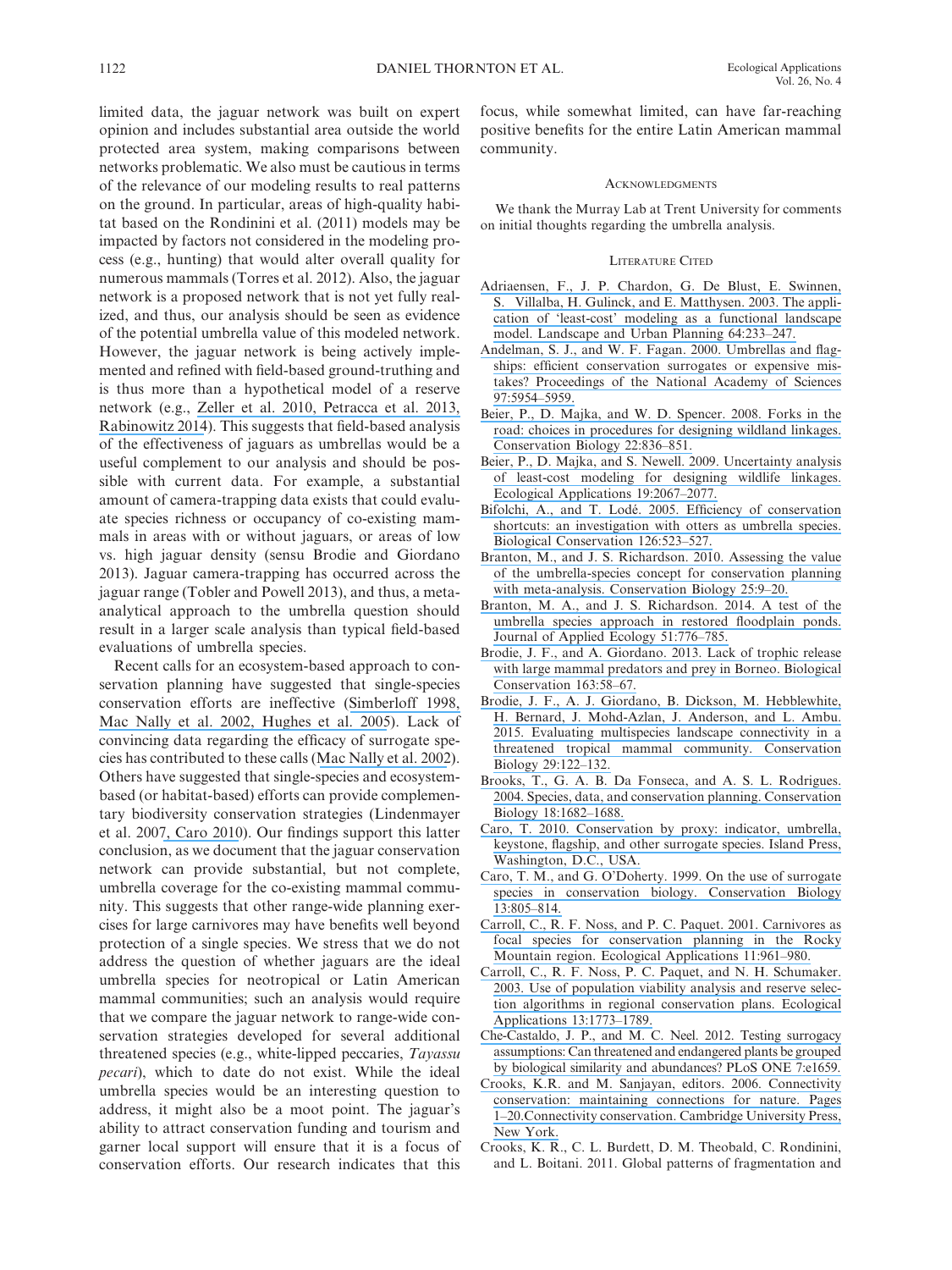limited data, the jaguar network was built on expert opinion and includes substantial area outside the world protected area system, making comparisons between networks problematic. We also must be cautious in terms of the relevance of our modeling results to real patterns on the ground. In particular, areas of high-quality habitat based on the Rondinini et al. (2011) models may be impacted by factors not considered in the modeling process (e.g., hunting) that would alter overall quality for numerous mammals (Torres et al. 2012). Also, the jaguar network is a proposed network that is not yet fully realized, and thus, our analysis should be seen as evidence of the potential umbrella value of this modeled network. However, the jaguar network is being actively implemented and refined with field-based ground-truthing and is thus more than a hypothetical model of a reserve network (e.g., Zeller et al. 2010, Petracca et al. 2013, Rabinowitz 2014). This suggests that field-based analysis of the effectiveness of jaguars as umbrellas would be a useful complement to our analysis and should be possible with current data. For example, a substantial amount of camera-trapping data exists that could evaluate species richness or occupancy of co-existing mammals in areas with or without jaguars, or areas of low vs. high jaguar density (sensu Brodie and Giordano 2013). Jaguar camera-trapping has occurred across the jaguar range (Tobler and Powell 2013), and thus, a meta-analytical approach to the umbrella question should result in a larger scale analysis than typical field-based evaluations of umbrella species.

Recent calls for an ecosystem-based approach to conservation planning have suggested that single-species conservation efforts are ineffective (Simberloff 1998, Mac Nally et al. 2002, Hughes et al. 2005). Lack of convincing data regarding the efficacy of surrogate species has contributed to these calls (Mac Nally et al. 2002). Others have suggested that single-species and ecosystem-based (or habitat-based) efforts can provide complementary biodiversity conservation strategies (Lindenmayer et al. 2007, Caro 2010). Our findings support this latter conclusion, as we document that the jaguar conservation network can provide substantial, but not complete, umbrella coverage for the co-existing mammal community. This suggests that other range-wide planning exercises for large carnivores may have benefits well beyond protection of a single species. We stress that we do not address the question of whether jaguars are the ideal umbrella species for neotropical or Latin American mammal communities; such an analysis would require that we compare the jaguar network to range-wide conservation strategies developed for several additional threatened species (e.g., white-lipped peccaries, *Tayassu pecari*), which to date do not exist. While the ideal umbrella species would be an interesting question to address, it might also be a moot point. The jaguar's ability to attract conservation funding and tourism and garner local support will ensure that it is a focus of conservation efforts. Our research indicates that this focus, while somewhat limited, can have far-reaching positive benefits for the entire Latin American mammal community.

## Acknowledgments

We thank the Murray Lab at Trent University for comments on initial thoughts regarding the umbrella analysis.

## Literature Cited

Adriaensen, F., J. P. Chardon, G. De Blust, E. Swinnen, S. Villalba, H. Gulinck, and E. Matthysen. 2003. The application of 'least-cost' modeling as a functional landscape model. Landscape and Urban Planning 64:233–247.

Andelman, S. J., and W. F. Fagan. 2000. Umbrellas and flagships: efficient conservation surrogates or expensive mistakes? Proceedings of the National Academy of Sciences 97:5954–5959.

Beier, P., D. Majka, and W. D. Spencer. 2008. Forks in the road: choices in procedures for designing wildland linkages. Conservation Biology 22:836–851.

Beier, P., D. Majka, and S. Newell. 2009. Uncertainty analysis of least-cost modeling for designing wildlife linkages. Ecological Applications 19:2067–2077.

Bifolchi, A., and T. Lodé. 2005. Efficiency of conservation shortcuts: an investigation with otters as umbrella species. Biological Conservation 126:523–527.

Branton, M., and J. S. Richardson. 2010. Assessing the value of the umbrella-species concept for conservation planning with meta-analysis. Conservation Biology 25:9–20.

Branton, M. A., and J. S. Richardson. 2014. A test of the umbrella species approach in restored floodplain ponds. Journal of Applied Ecology 51:776–785.

Brodie, J. F., and A. Giordano. 2013. Lack of trophic release with large mammal predators and prey in Borneo. Biological Conservation 163:58–67.

Brodie, J. F., A. J. Giordano, B. Dickson, M. Hebblewhite, H. Bernard, J. Mohd-Azlan, J. Anderson, and L. Ambu. 2015. Evaluating multispecies landscape connectivity in a threatened tropical mammal community. Conservation Biology 29:122–132.

Brooks, T., G. A. B. Da Fonseca, and A. S. L. Rodrigues. 2004. Species, data, and conservation planning. Conservation Biology 18:1682–1688.

Caro, T. 2010. Conservation by proxy: indicator, umbrella, keystone, flagship, and other surrogate species. Island Press, Washington, D.C., USA.

Caro, T. M., and G. O'Doherty. 1999. On the use of surrogate species in conservation biology. Conservation Biology 13:805–814.

Carroll, C., R. F. Noss, and P. C. Paquet. 2001. Carnivores as focal species for conservation planning in the Rocky Mountain region. Ecological Applications 11:961–980.

Carroll, C., R. F. Noss, P. C. Paquet, and N. H. Schumaker. 2003. Use of population viability analysis and reserve selection algorithms in regional conservation plans. Ecological Applications 13:1773–1789.

Che-Castaldo, J. P., and M. C. Neel. 2012. Testing surrogacy assumptions: Can threatened and endangered plants be grouped by biological similarity and abundances? PLoS ONE 7:e1659.

Crooks, K.R. and M. Sanjayan, editors. 2006. Connectivity conservation: maintaining connections for nature. Pages 1–20.Connectivity conservation. Cambridge University Press, New York.

Crooks, K. R., C. L. Burdett, D. M. Theobald, C. Rondinini, and L. Boitani. 2011. Global patterns of fragmentation and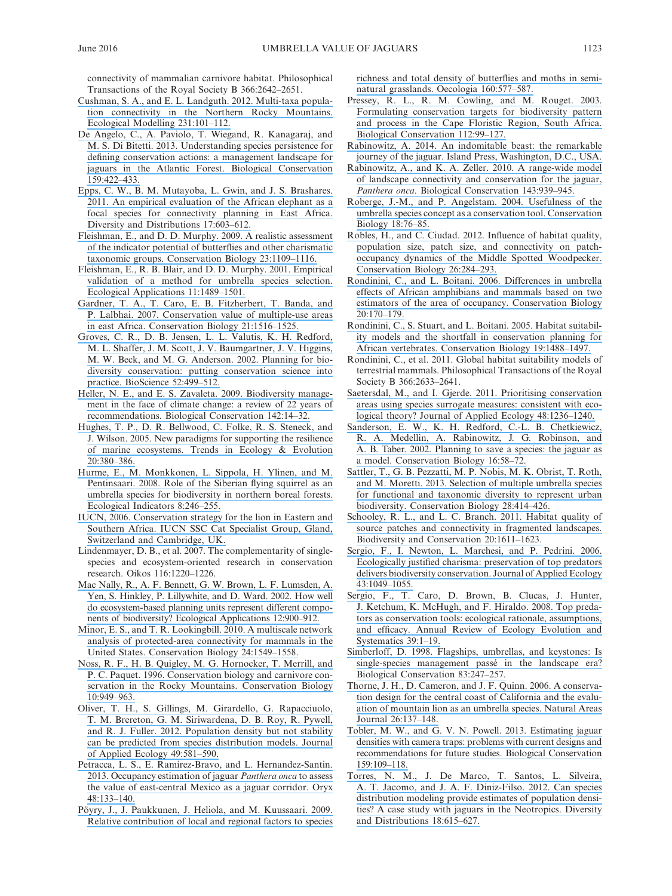connectivity of mammalian carnivore habitat. Philosophical Transactions of the Royal Society B 366:2642–2651.

Cushman, S. A., and E. L. Landguth. 2012. Multi-taxa population connectivity in the Northern Rocky Mountains. Ecological Modelling 231:101–112.

De Angelo, C., A. Paviolo, T. Wiegand, R. Kanagaraj, and M. S. Di Bitetti. 2013. Understanding species persistence for defining conservation actions: a management landscape for jaguars in the Atlantic Forest. Biological Conservation 159:422–433.

Epps, C. W., B. M. Mutayoba, L. Gwin, and J. S. Brashares. 2011. An empirical evaluation of the African elephant as a focal species for connectivity planning in East Africa. Diversity and Distributions 17:603–612.

Fleishman, E., and D. D. Murphy. 2009. A realistic assessment of the indicator potential of butterflies and other charismatic taxonomic groups. Conservation Biology 23:1109–1116.

Fleishman, E., R. B. Blair, and D. D. Murphy. 2001. Empirical validation of a method for umbrella species selection. Ecological Applications 11:1489–1501.

Gardner, T. A., T. Caro, E. B. Fitzherbert, T. Banda, and P. Lalbhai. 2007. Conservation value of multiple-use areas in east Africa. Conservation Biology 21:1516–1525.

Groves, C. R., D. B. Jensen, L. L. Valutis, K. H. Redford, M. L. Shaffer, J. M. Scott, J. V. Baumgartner, J. V. Higgins, M. W. Beck, and M. G. Anderson. 2002. Planning for biodiversity conservation: putting conservation science into practice. BioScience 52:499–512.

Heller, N. E., and E. S. Zavaleta. 2009. Biodiversity management in the face of climate change: a review of 22 years of recommendations. Biological Conservation 142:14–32.

Hughes, T. P., D. R. Bellwood, C. Folke, R. S. Steneck, and J. Wilson. 2005. New paradigms for supporting the resilience of marine ecosystems. Trends in Ecology & Evolution 20:380–386.

Hurme, E., M. Monkkonen, L. Sippola, H. Ylinen, and M. Pentinsaari. 2008. Role of the Siberian flying squirrel as an umbrella species for biodiversity in northern boreal forests. Ecological Indicators 8:246–255.

IUCN, 2006. Conservation strategy for the lion in Eastern and Southern Africa. IUCN SSC Cat Specialist Group, Gland, Switzerland and Cambridge, UK.

Lindenmayer, D. B., et al. 2007. The complementarity of single-species and ecosystem-oriented research in conservation research. Oikos 116:1220–1226.

Mac Nally, R., A. F. Bennett, G. W. Brown, L. F. Lumsden, A. Yen, S. Hinkley, P. Lillywhite, and D. Ward. 2002. How well do ecosystem-based planning units represent different components of biodiversity? Ecological Applications 12:900–912.

Minor, E. S., and T. R. Lookingbill. 2010. A multiscale network analysis of protected-area connectivity for mammals in the United States. Conservation Biology 24:1549–1558.

Noss, R. F., H. B. Quigley, M. G. Hornocker, T. Merrill, and P. C. Paquet. 1996. Conservation biology and carnivore conservation in the Rocky Mountains. Conservation Biology 10:949–963.

Oliver, T. H., S. Gillings, M. Girardello, G. Rapacciuolo, T. M. Brereton, G. M. Siriwardena, D. B. Roy, R. Pywell, and R. J. Fuller. 2012. Population density but not stability can be predicted from species distribution models. Journal of Applied Ecology 49:581–590.

Petracca, L. S., E. Ramirez-Bravo, and L. Hernandez-Santin. 2013. Occupancy estimation of jaguar *Panthera onca* to assess the value of east-central Mexico as a jaguar corridor. Oryx 48:133–140.

Pöyry, J., J. Paukkunen, J. Heliola, and M. Kuussaari. 2009. Relative contribution of local and regional factors to species richness and total density of butterflies and moths in semi-natural grasslands. Oecologia 160:577–587.

Pressey, R. L., R. M. Cowling, and M. Rouget. 2003. Formulating conservation targets for biodiversity pattern and process in the Cape Floristic Region, South Africa. Biological Conservation 112:99–127.

Rabinowitz, A. 2014. An indomitable beast: the remarkable journey of the jaguar. Island Press, Washington, D.C., USA.

Rabinowitz, A., and K. A. Zeller. 2010. A range-wide model of landscape connectivity and conservation for the jaguar, *Panthera onca*. Biological Conservation 143:939–945.

Roberge, J.-M., and P. Angelstam. 2004. Usefulness of the umbrella species concept as a conservation tool. Conservation Biology 18:76–85.

Robles, H., and C. Ciudad. 2012. Influence of habitat quality, population size, patch size, and connectivity on patch-occupancy dynamics of the Middle Spotted Woodpecker. Conservation Biology 26:284–293.

Rondinini, C., and L. Boitani. 2006. Differences in umbrella effects of African amphibians and mammals based on two estimators of the area of occupancy. Conservation Biology 20:170–179.

Rondinini, C., S. Stuart, and L. Boitani. 2005. Habitat suitability models and the shortfall in conservation planning for African vertebrates. Conservation Biology 19:1488–1497.

Rondinini, C., et al. 2011. Global habitat suitability models of terrestrial mammals. Philosophical Transactions of the Royal Society B 366:2633–2641.

Saetersdal, M., and I. Gjerde. 2011. Prioritising conservation areas using species surrogate measures: consistent with ecological theory? Journal of Applied Ecology 48:1236–1240.

Sanderson, E. W., K. H. Redford, C.-L. B. Chetkiewicz, R. A. Medellin, A. Rabinowitz, J. G. Robinson, and A. B. Taber. 2002. Planning to save a species: the jaguar as a model. Conservation Biology 16:58–72.

Sattler, T., G. B. Pezzatti, M. P. Nobis, M. K. Obrist, T. Roth, and M. Moretti. 2013. Selection of multiple umbrella species for functional and taxonomic diversity to represent urban biodiversity. Conservation Biology 28:414–426.

Schooley, R. L., and L. C. Branch. 2011. Habitat quality of source patches and connectivity in fragmented landscapes. Biodiversity and Conservation 20:1611–1623.

Sergio, F., I. Newton, L. Marchesi, and P. Pedrini. 2006. Ecologically justified charisma: preservation of top predators delivers biodiversity conservation. Journal of Applied Ecology 43:1049–1055.

Sergio, F., T. Caro, D. Brown, B. Clucas, J. Hunter, J. Ketchum, K. McHugh, and F. Hiraldo. 2008. Top predators as conservation tools: ecological rationale, assumptions, and efficacy. Annual Review of Ecology Evolution and Systematics 39:1–19.

Simberloff, D. 1998. Flagships, umbrellas, and keystones: Is single-species management passé in the landscape era? Biological Conservation 83:247–257.

Thorne, J. H., D. Cameron, and J. F. Quinn. 2006. A conservation design for the central coast of California and the evaluation of mountain lion as an umbrella species. Natural Areas Journal 26:137–148.

Tobler, M. W., and G. V. N. Powell. 2013. Estimating jaguar densities with camera traps: problems with current designs and recommendations for future studies. Biological Conservation 159:109–118.

Torres, N. M., J. De Marco, T. Santos, L. Silveira, A. T. Jacomo, and J. A. F. Diniz-Filso. 2012. Can species distribution modeling provide estimates of population densities? A case study with jaguars in the Neotropics. Diversity and Distributions 18:615–627.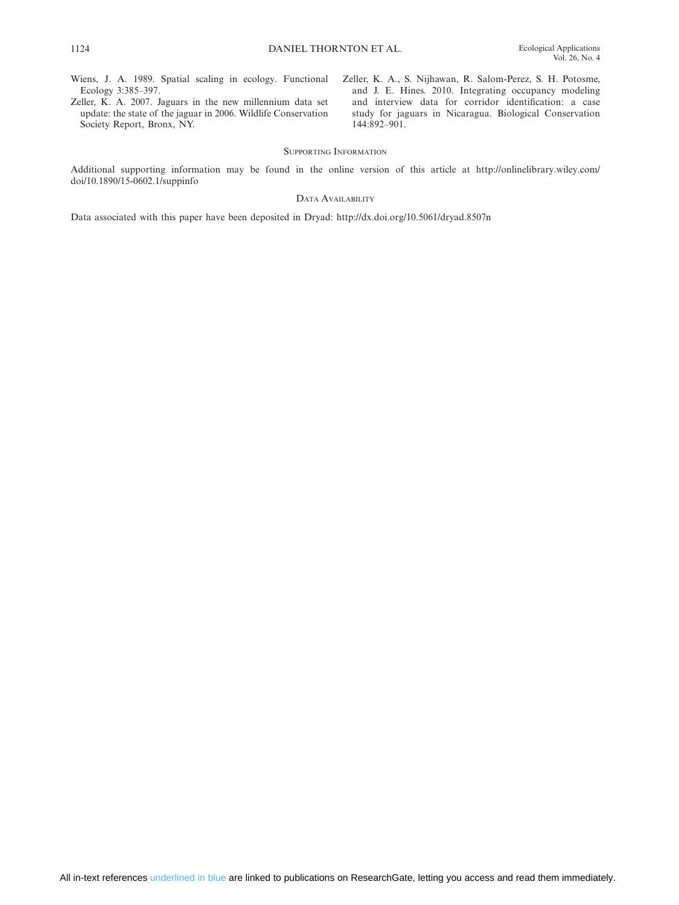Wiens, J. A. 1989. Spatial scaling in ecology. Functional Ecology 3:385–397.

Zeller, K. A. 2007. Jaguars in the new millennium data set update: the state of the jaguar in 2006. Wildlife Conservation Society Report, Bronx, NY.

Zeller, K. A., S. Nijhawan, R. Salom-Perez, S. H. Potosme, and J. E. Hines. 2010. Integrating occupancy modeling and interview data for corridor identification: a case study for jaguars in Nicaragua. Biological Conservation 144:892–901.

## Supporting Information

Additional supporting information may be found in the online version of this article at http://onlinelibrary.wiley.com/doi/10.1890/15-0602.1/suppinfo

## Data Availability

Data associated with this paper have been deposited in Dryad: http://dx.doi.org/10.5061/dryad.8507n

All in-text references underlined in blue are linked to publications on ResearchGate, letting you access and read them immediately.